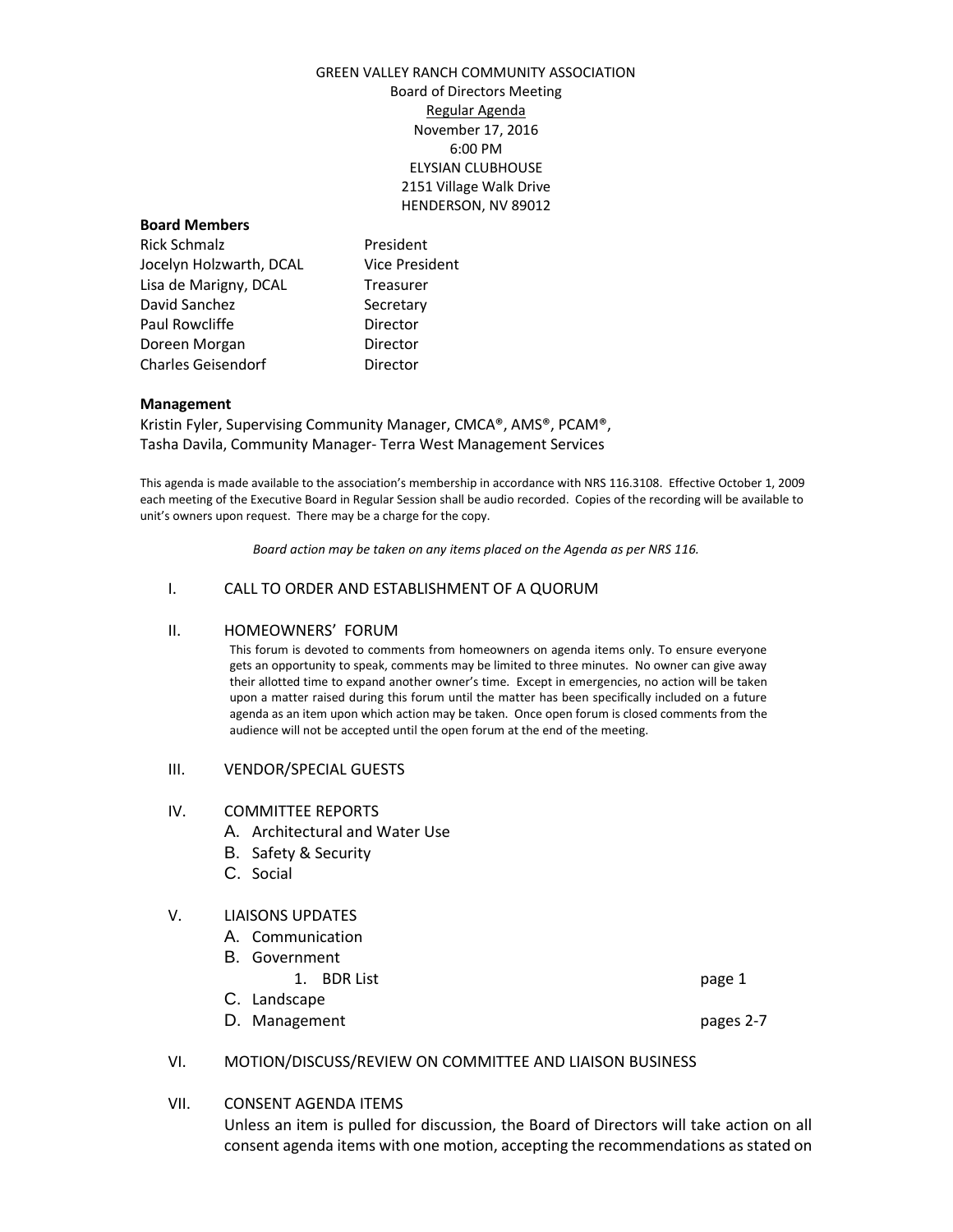GREEN VALLEY RANCH COMMUNITY ASSOCIATION
Board of Directors Meeting
Regular Agenda
November 17, 2016
6:00 PM
ELYSIAN CLUBHOUSE
2151 Village Walk Drive
HENDERSON, NV 89012

**Board Members**

| | |
|---|---|
| Rick Schmalz | President |
| Jocelyn Holzwarth, DCAL | Vice President |
| Lisa de Marigny, DCAL | Treasurer |
| David Sanchez | Secretary |
| Paul Rowcliffe | Director |
| Doreen Morgan | Director |
| Charles Geisendorf | Director |

**Management**

Kristin Fyler, Supervising Community Manager, CMCA®, AMS®, PCAM®,
Tasha Davila, Community Manager- Terra West Management Services

This agenda is made available to the association's membership in accordance with NRS 116.3108. Effective October 1, 2009 each meeting of the Executive Board in Regular Session shall be audio recorded. Copies of the recording will be available to unit's owners upon request. There may be a charge for the copy.

*Board action may be taken on any items placed on the Agenda as per NRS 116.*

I. CALL TO ORDER AND ESTABLISHMENT OF A QUORUM

II. HOMEOWNERS' FORUM

This forum is devoted to comments from homeowners on agenda items only. To ensure everyone gets an opportunity to speak, comments may be limited to three minutes. No owner can give away their allotted time to expand another owner's time. Except in emergencies, no action will be taken upon a matter raised during this forum until the matter has been specifically included on a future agenda as an item upon which action may be taken. Once open forum is closed comments from the audience will not be accepted until the open forum at the end of the meeting.

III. VENDOR/SPECIAL GUESTS

IV. COMMITTEE REPORTS
   A. Architectural and Water Use
   B. Safety & Security
   C. Social

V. LIAISONS UPDATES
   A. Communication
   B. Government
      1. BDR List — page 1
   C. Landscape
   D. Management — pages 2-7

VI. MOTION/DISCUSS/REVIEW ON COMMITTEE AND LIAISON BUSINESS

VII. CONSENT AGENDA ITEMS

Unless an item is pulled for discussion, the Board of Directors will take action on all consent agenda items with one motion, accepting the recommendations as stated on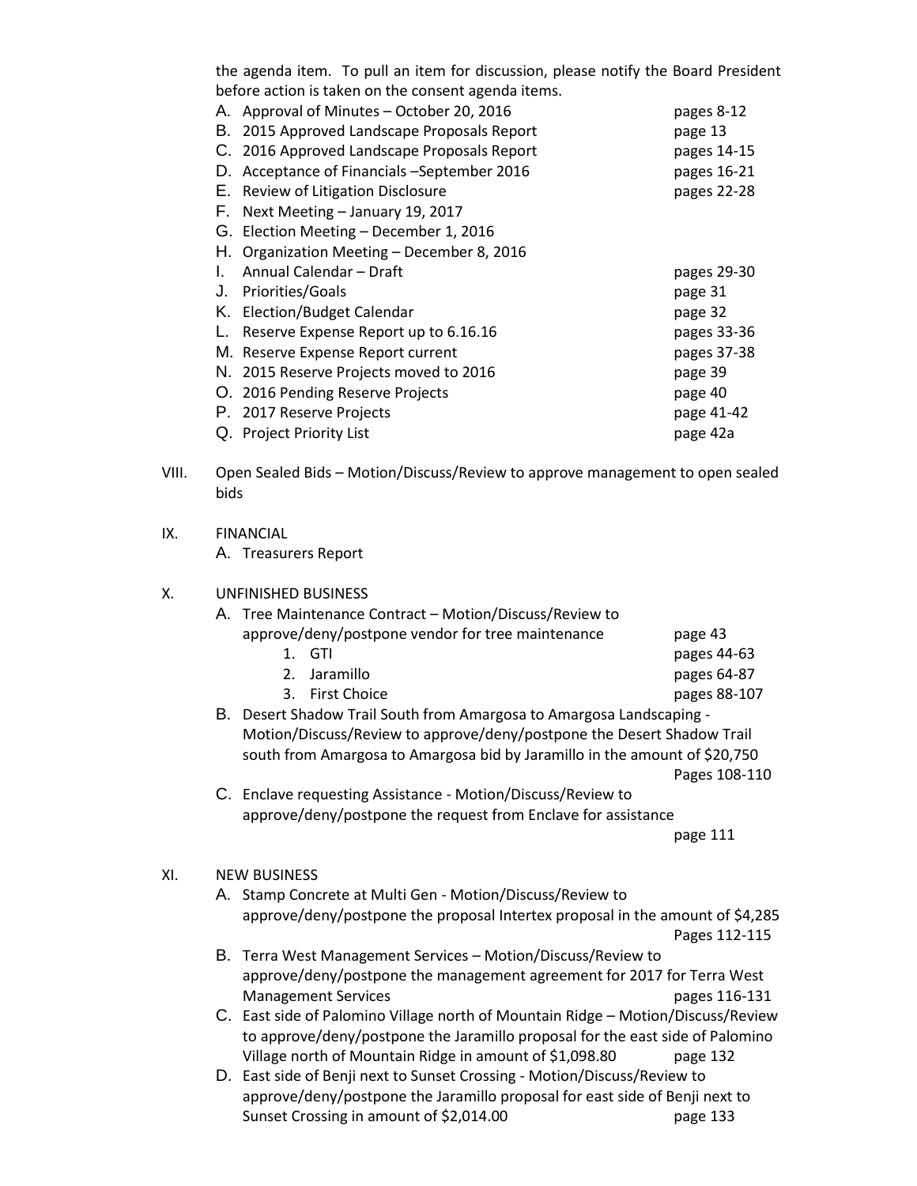the agenda item. To pull an item for discussion, please notify the Board President before action is taken on the consent agenda items.

A. Approval of Minutes – October 20, 2016 pages 8-12
B. 2015 Approved Landscape Proposals Report page 13
C. 2016 Approved Landscape Proposals Report pages 14-15
D. Acceptance of Financials –September 2016 pages 16-21
E. Review of Litigation Disclosure pages 22-28
F. Next Meeting – January 19, 2017
G. Election Meeting – December 1, 2016
H. Organization Meeting – December 8, 2016
I. Annual Calendar – Draft pages 29-30
J. Priorities/Goals page 31
K. Election/Budget Calendar page 32
L. Reserve Expense Report up to 6.16.16 pages 33-36
M. Reserve Expense Report current pages 37-38
N. 2015 Reserve Projects moved to 2016 page 39
O. 2016 Pending Reserve Projects page 40
P. 2017 Reserve Projects page 41-42
Q. Project Priority List page 42a

VIII. Open Sealed Bids – Motion/Discuss/Review to approve management to open sealed bids

IX. FINANCIAL

A. Treasurers Report

X. UNFINISHED BUSINESS

A. Tree Maintenance Contract – Motion/Discuss/Review to approve/deny/postpone vendor for tree maintenance page 43
   1. GTI pages 44-63
   2. Jaramillo pages 64-87
   3. First Choice pages 88-107

B. Desert Shadow Trail South from Amargosa to Amargosa Landscaping - Motion/Discuss/Review to approve/deny/postpone the Desert Shadow Trail south from Amargosa to Amargosa bid by Jaramillo in the amount of $20,750 Pages 108-110

C. Enclave requesting Assistance - Motion/Discuss/Review to approve/deny/postpone the request from Enclave for assistance page 111

XI. NEW BUSINESS

A. Stamp Concrete at Multi Gen - Motion/Discuss/Review to approve/deny/postpone the proposal Intertex proposal in the amount of $4,285 Pages 112-115

B. Terra West Management Services – Motion/Discuss/Review to approve/deny/postpone the management agreement for 2017 for Terra West Management Services pages 116-131

C. East side of Palomino Village north of Mountain Ridge – Motion/Discuss/Review to approve/deny/postpone the Jaramillo proposal for the east side of Palomino Village north of Mountain Ridge in amount of $1,098.80 page 132

D. East side of Benji next to Sunset Crossing - Motion/Discuss/Review to approve/deny/postpone the Jaramillo proposal for east side of Benji next to Sunset Crossing in amount of $2,014.00 page 133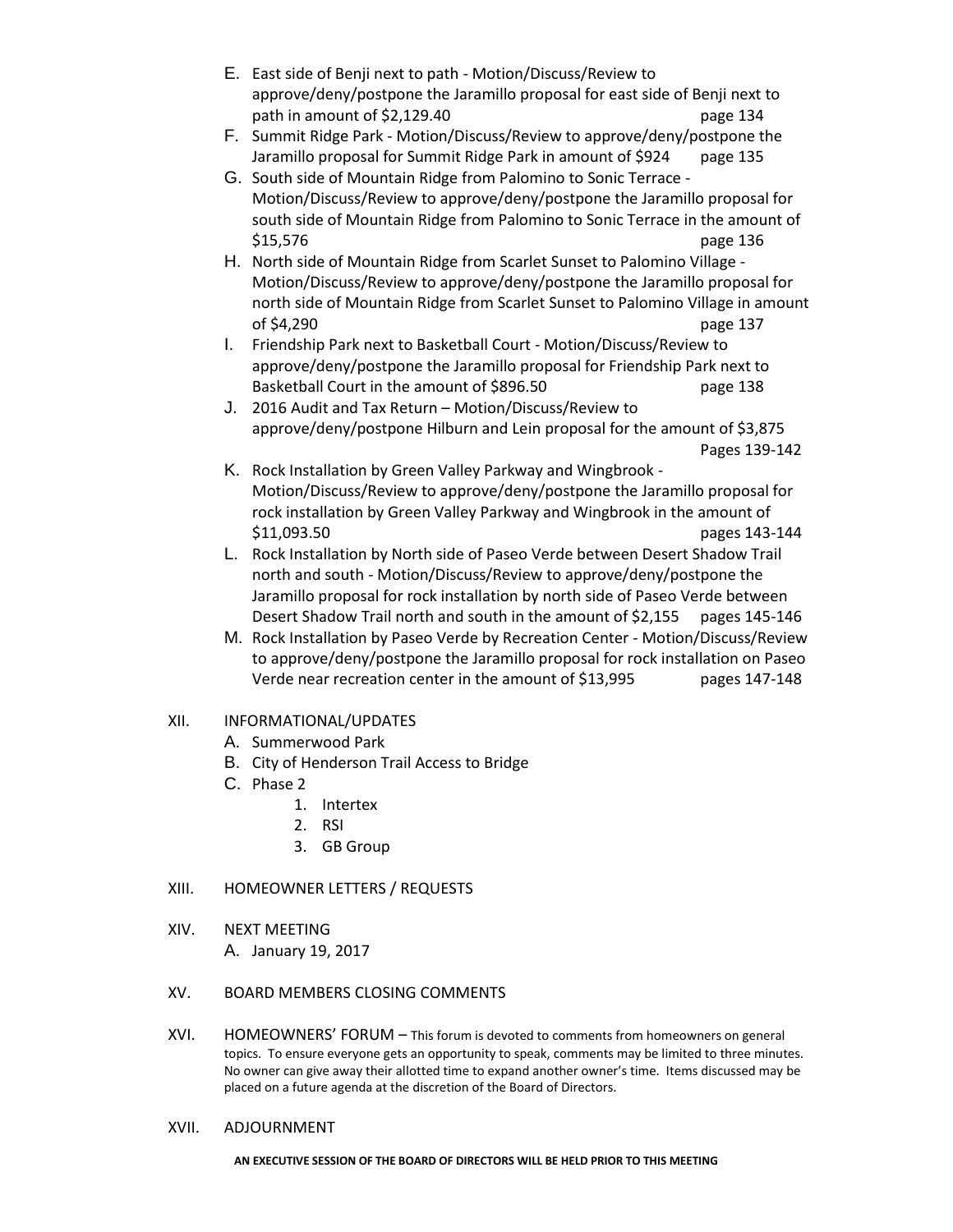E. East side of Benji next to path - Motion/Discuss/Review to approve/deny/postpone the Jaramillo proposal for east side of Benji next to path in amount of $2,129.40 page 134

F. Summit Ridge Park - Motion/Discuss/Review to approve/deny/postpone the Jaramillo proposal for Summit Ridge Park in amount of $924 page 135

G. South side of Mountain Ridge from Palomino to Sonic Terrace - Motion/Discuss/Review to approve/deny/postpone the Jaramillo proposal for south side of Mountain Ridge from Palomino to Sonic Terrace in the amount of $15,576 page 136

H. North side of Mountain Ridge from Scarlet Sunset to Palomino Village - Motion/Discuss/Review to approve/deny/postpone the Jaramillo proposal for north side of Mountain Ridge from Scarlet Sunset to Palomino Village in amount of $4,290 page 137

I. Friendship Park next to Basketball Court - Motion/Discuss/Review to approve/deny/postpone the Jaramillo proposal for Friendship Park next to Basketball Court in the amount of $896.50 page 138

J. 2016 Audit and Tax Return – Motion/Discuss/Review to approve/deny/postpone Hilburn and Lein proposal for the amount of $3,875 Pages 139-142

K. Rock Installation by Green Valley Parkway and Wingbrook - Motion/Discuss/Review to approve/deny/postpone the Jaramillo proposal for rock installation by Green Valley Parkway and Wingbrook in the amount of $11,093.50 pages 143-144

L. Rock Installation by North side of Paseo Verde between Desert Shadow Trail north and south - Motion/Discuss/Review to approve/deny/postpone the Jaramillo proposal for rock installation by north side of Paseo Verde between Desert Shadow Trail north and south in the amount of $2,155 pages 145-146

M. Rock Installation by Paseo Verde by Recreation Center - Motion/Discuss/Review to approve/deny/postpone the Jaramillo proposal for rock installation on Paseo Verde near recreation center in the amount of $13,995 pages 147-148

XII. INFORMATIONAL/UPDATES

A. Summerwood Park

B. City of Henderson Trail Access to Bridge

C. Phase 2

1. Intertex
2. RSI
3. GB Group

XIII. HOMEOWNER LETTERS / REQUESTS

XIV. NEXT MEETING

A. January 19, 2017

XV. BOARD MEMBERS CLOSING COMMENTS

XVI. HOMEOWNERS' FORUM – This forum is devoted to comments from homeowners on general topics. To ensure everyone gets an opportunity to speak, comments may be limited to three minutes. No owner can give away their allotted time to expand another owner's time. Items discussed may be placed on a future agenda at the discretion of the Board of Directors.

XVII. ADJOURNMENT

**AN EXECUTIVE SESSION OF THE BOARD OF DIRECTORS WILL BE HELD PRIOR TO THIS MEETING**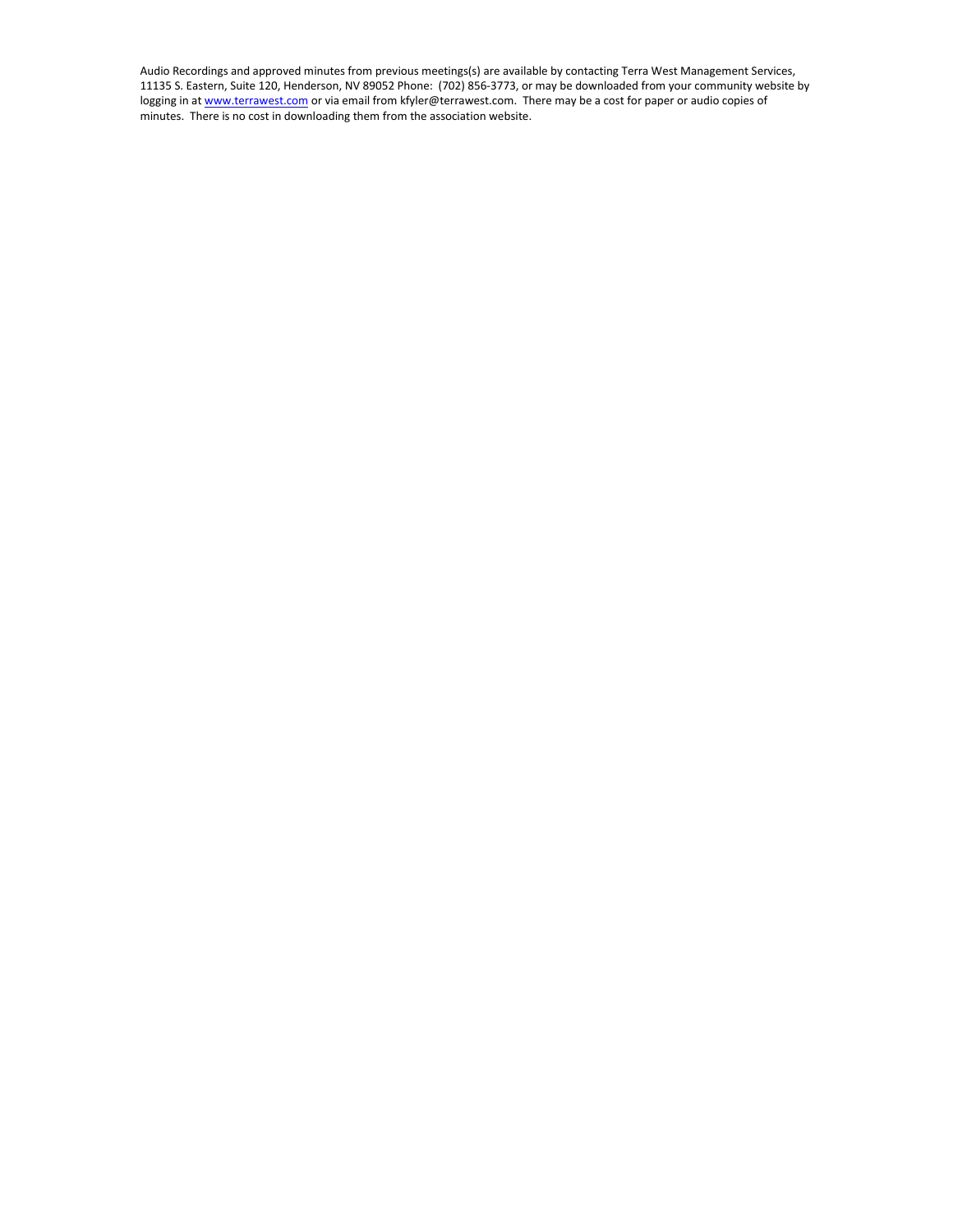Audio Recordings and approved minutes from previous meetings(s) are available by contacting Terra West Management Services, 11135 S. Eastern, Suite 120, Henderson, NV 89052 Phone: (702) 856-3773, or may be downloaded from your community website by logging in at [www.terrawest.com](http://www.terrawest.com) or via email from kfyler@terrawest.com. There may be a cost for paper or audio copies of minutes. There is no cost in downloading them from the association website.